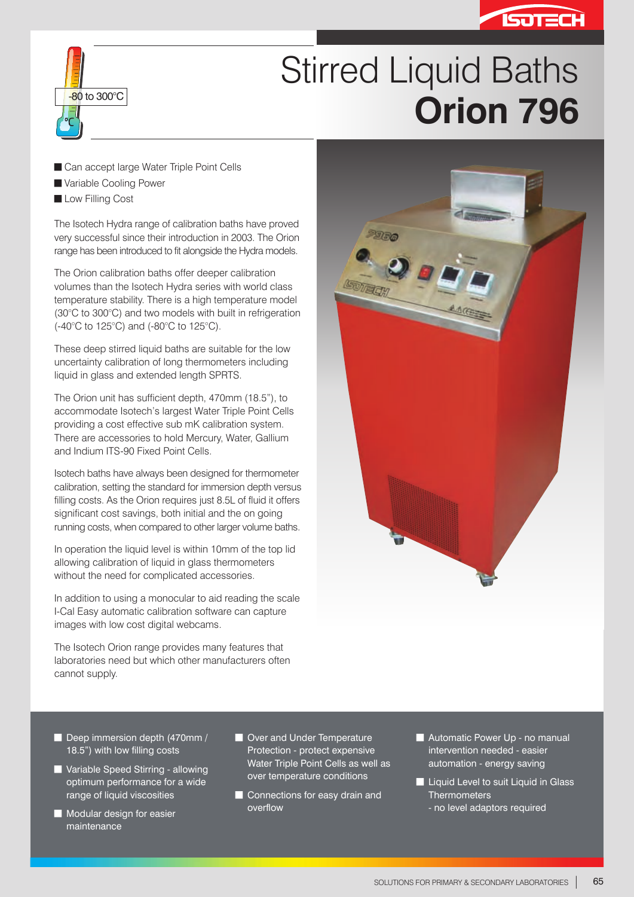-80 to 300°C

# Stirred Liquid Baths **Orion 796**

- Can accept large Water Triple Point Cells
- Variable Cooling Power
- Low Filling Cost

The Isotech Hydra range of calibration baths have proved very successful since their introduction in 2003. The Orion range has been introduced to fit alongside the Hydra models.

The Orion calibration baths offer deeper calibration volumes than the Isotech Hydra series with world class temperature stability. There is a high temperature model (30°C to 300°C) and two models with built in refrigeration (-40°C to 125°C) and (-80°C to 125°C).

These deep stirred liquid baths are suitable for the low uncertainty calibration of long thermometers including liquid in glass and extended length SPRTS.

The Orion unit has sufficient depth, 470mm (18.5"), to accommodate Isotech's largest Water Triple Point Cells providing a cost effective sub mK calibration system. There are accessories to hold Mercury, Water, Gallium and Indium ITS-90 Fixed Point Cells.

Isotech baths have always been designed for thermometer calibration, setting the standard for immersion depth versus filling costs. As the Orion requires just 8.5L of fluid it offers significant cost savings, both initial and the on going running costs, when compared to other larger volume baths.

In operation the liquid level is within 10mm of the top lid allowing calibration of liquid in glass thermometers without the need for complicated accessories.

In addition to using a monocular to aid reading the scale I-Cal Easy automatic calibration software can capture images with low cost digital webcams.

The Isotech Orion range provides many features that laboratories need but which other manufacturers often cannot supply.

- Deep immersion depth (470mm / 18.5") with low filling costs
- Variable Speed Stirring - allowing optimum performance for a wide range of liquid viscosities
- Modular design for easier maintenance
- Over and Under Temperature Protection - protect expensive Water Triple Point Cells as well as over temperature conditions
- Connections for easy drain and overflow
- Automatic Power Up - no manual intervention needed - easier automation - energy saving
- Liquid Level to suit Liquid in Glass Thermometers
  - no level adaptors required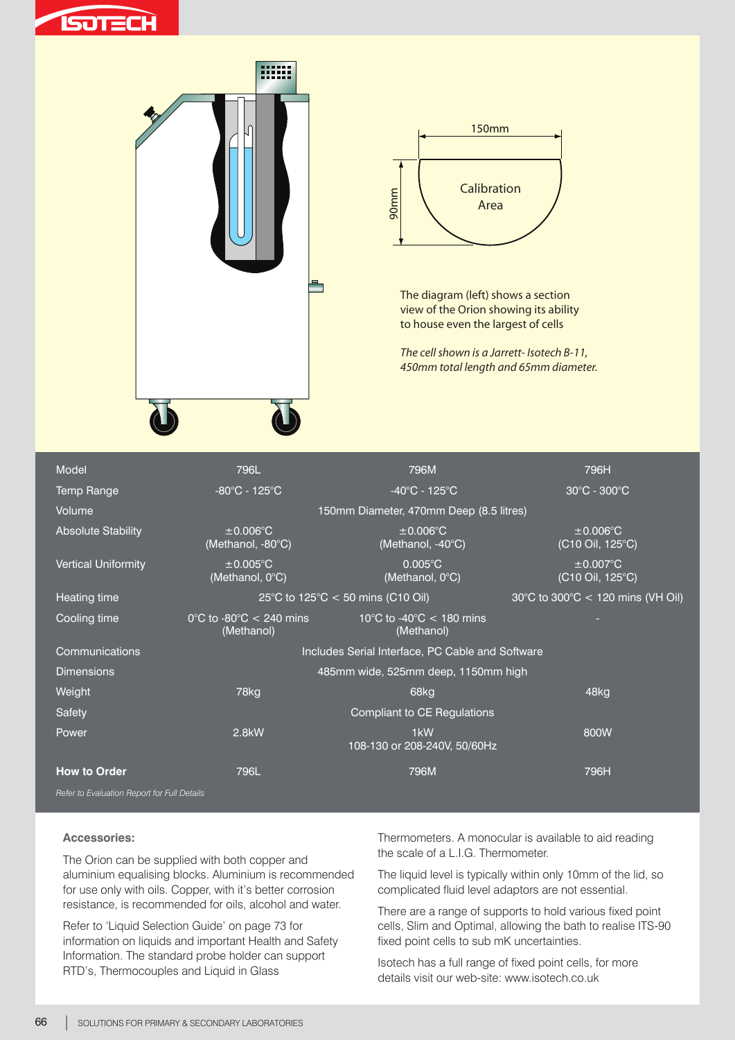150mm

90mm

Calibration Area

The diagram (left) shows a section view of the Orion showing its ability to house even the largest of cells

*The cell shown is a Jarrett- Isotech B-11, 450mm total length and 65mm diameter.*

| Model | 796L | 796M | 796H |
|---|---|---|---|
| Temp Range | -80°C - 125°C | -40°C - 125°C | 30°C - 300°C |
| Volume | | 150mm Diameter, 470mm Deep (8.5 litres) | |
| Absolute Stability | ±0.006°C (Methanol, -80°C) | ±0.006°C (Methanol, -40°C) | ±0.006°C (C10 Oil, 125°C) |
| Vertical Uniformity | ±0.005°C (Methanol, 0°C) | 0.005°C (Methanol, 0°C) | ±0.007°C (C10 Oil, 125°C) |
| Heating time | 25°C to 125°C < 50 mins (C10 Oil) | | 30°C to 300°C < 120 mins (VH Oil) |
| Cooling time | 0°C to -80°C < 240 mins (Methanol) | 10°C to -40°C < 180 mins (Methanol) | - |
| Communications | | Includes Serial Interface, PC Cable and Software | |
| Dimensions | | 485mm wide, 525mm deep, 1150mm high | |
| Weight | 78kg | 68kg | 48kg |
| Safety | | Compliant to CE Regulations | |
| Power | 2.8kW | 1kW<br>108-130 or 208-240V, 50/60Hz | 800W |
| **How to Order** | 796L | 796M | 796H |

*Refer to Evaluation Report for Full Details*

**Accessories:**

The Orion can be supplied with both copper and aluminium equalising blocks. Aluminium is recommended for use only with oils. Copper, with it's better corrosion resistance, is recommended for oils, alcohol and water.

Refer to 'Liquid Selection Guide' on page 73 for information on liquids and important Health and Safety Information. The standard probe holder can support RTD's, Thermocouples and Liquid in Glass Thermometers. A monocular is available to aid reading the scale of a L.I.G. Thermometer.

The liquid level is typically within only 10mm of the lid, so complicated fluid level adaptors are not essential.

There are a range of supports to hold various fixed point cells, Slim and Optimal, allowing the bath to realise ITS-90 fixed point cells to sub mK uncertainties.

Isotech has a full range of fixed point cells, for more details visit our web-site: www.isotech.co.uk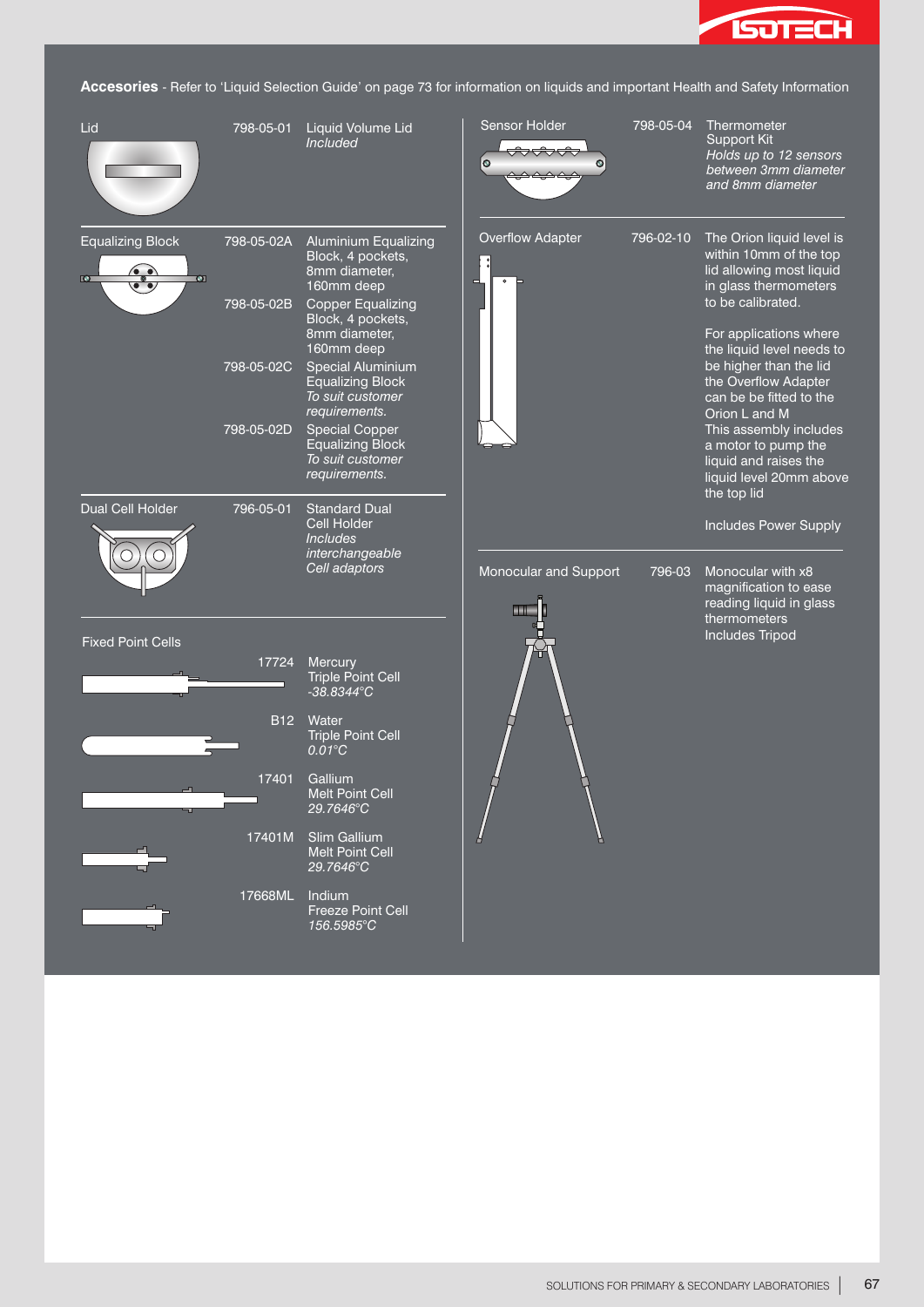**Accesories** - Refer to 'Liquid Selection Guide' on page 73 for information on liquids and important Health and Safety Information

| | | |
|---|---|---|
| Lid | 798-05-01 | Liquid Volume Lid *Included* |
| Equalizing Block | 798-05-02A | Aluminium Equalizing Block, 4 pockets, 8mm diameter, 160mm deep |
| | 798-05-02B | Copper Equalizing Block, 4 pockets, 8mm diameter, 160mm deep |
| | 798-05-02C | Special Aluminium Equalizing Block *To suit customer requirements.* |
| | 798-05-02D | Special Copper Equalizing Block *To suit customer requirements.* |
| Dual Cell Holder | 796-05-01 | Standard Dual Cell Holder *Includes interchangeable Cell adaptors* |

**Fixed Point Cells**

| | | |
|---|---|---|
| | 17724 | Mercury Triple Point Cell *-38.8344°C* |
| | B12 | Water Triple Point Cell *0.01°C* |
| | 17401 | Gallium Melt Point Cell *29.7646°C* |
| | 17401M | Slim Gallium Melt Point Cell *29.7646°C* |
| | 17668ML | Indium Freeze Point Cell *156.5985°C* |

| | | |
|---|---|---|
| Sensor Holder | 798-05-04 | Thermometer Support Kit *Holds up to 12 sensors between 3mm diameter and 8mm diameter* |
| Overflow Adapter | 796-02-10 | The Orion liquid level is within 10mm of the top lid allowing most liquid in glass thermometers to be calibrated.<br><br>For applications where the liquid level needs to be higher than the lid the Overflow Adapter can be be fitted to the Orion L and M<br>This assembly includes a motor to pump the liquid and raises the liquid level 20mm above the top lid<br><br>Includes Power Supply |
| Monocular and Support | 796-03 | Monocular with x8 magnification to ease reading liquid in glass thermometers<br>Includes Tripod |